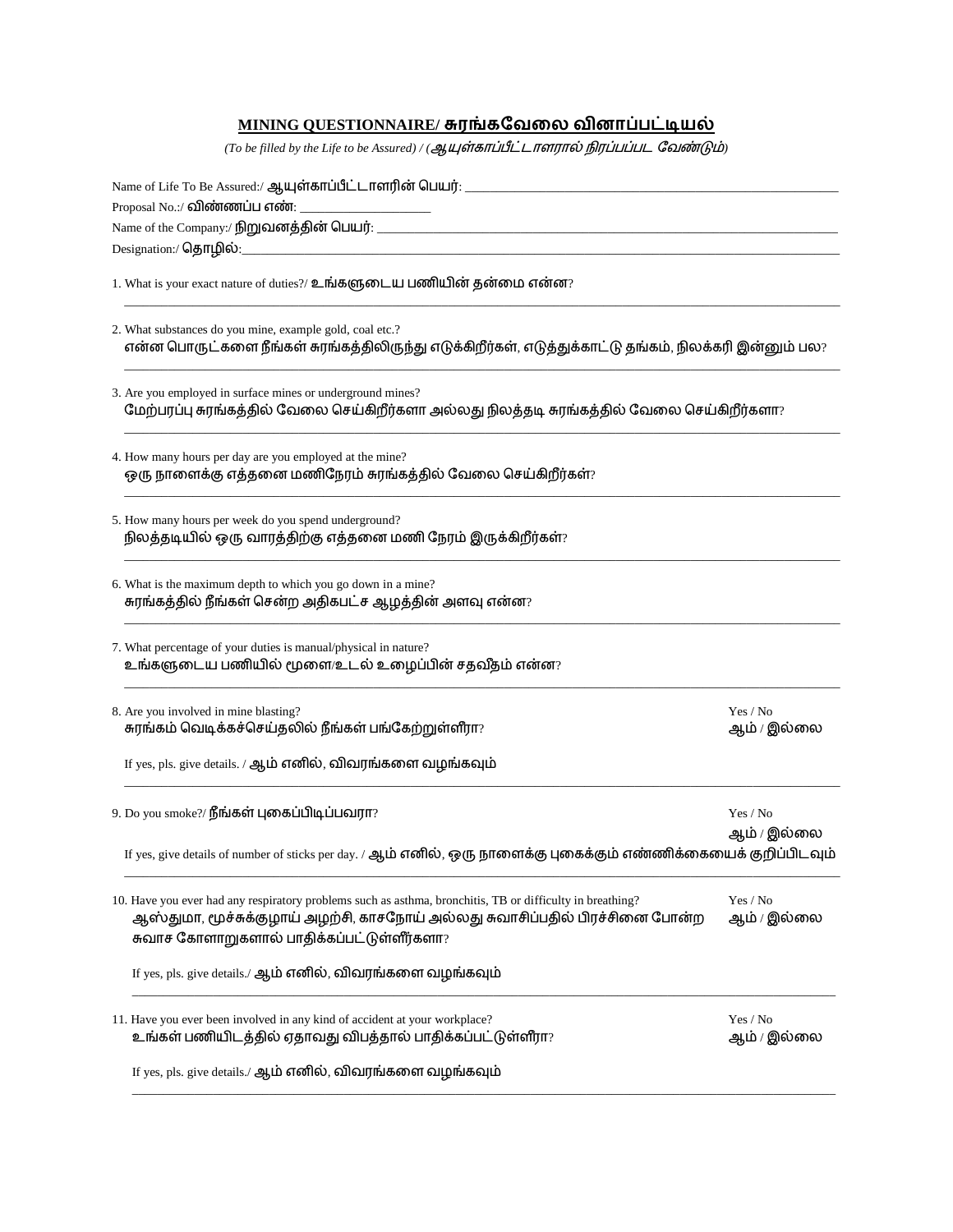# **MINING QUESTIONNAIRE/ சுரங்கவேலை வினாப்பட்டியல்**

*(To be filled by the Life to be Assured) / (ஆயுள்காப்பீட்டாளரால் நிரப்பப்பட வேண்டும்)*

Name of Life To Be Assured:/ ஆயுள்காப்பீட்டாளரின் பெயர்: ____________________________________________

Proposal No.:/ விண்ணப்ப எண்: ____________________

Name of the Company:/ நிறுவனத்தின் பெயர்: ____________________________________________

Designation:/ தொழில்: ____________________________________________

1. What is your exact nature of duties?/ உங்களுடைய பணியின் தன்மை என்ன?

____________________________________________

2. What substances do you mine, example gold, coal etc.?
என்ன பொருட்களை நீங்கள் சுரங்கத்திலிருந்து எடுக்கிறீர்கள், எடுத்துக்காட்டு தங்கம், நிலக்கரி இன்னும் பல?

____________________________________________

3. Are you employed in surface mines or underground mines?
மேற்பரப்பு சுரங்கத்தில் வேலை செய்கிறீர்களா அல்லது நிலத்தடி சுரங்கத்தில் வேலை செய்கிறீர்களா?

____________________________________________

4. How many hours per day are you employed at the mine?
ஒரு நாளைக்கு எத்தனை மணிநேரம் சுரங்கத்தில் வேலை செய்கிறீர்கள்?

____________________________________________

5. How many hours per week do you spend underground?
நிலத்தடியில் ஒரு வாரத்திற்கு எத்தனை மணி நேரம் இருக்கிறீர்கள்?

____________________________________________

6. What is the maximum depth to which you go down in a mine?
சுரங்கத்தில் நீங்கள் சென்ற அதிகபட்ச ஆழத்தின் அளவு என்ன?

____________________________________________

7. What percentage of your duties is manual/physical in nature?
உங்களுடைய பணியில் மூளை/உடல் உழைப்பின் சதவீதம் என்ன?

____________________________________________

8. Are you involved in mine blasting? — Yes / No
சுரங்கம் வெடிக்கச்செய்தலில் நீங்கள் பங்கேற்றுள்ளீரா? — ஆம் / இல்லை

If yes, pls. give details. / ஆம் எனில், விவரங்களை வழங்கவும்

____________________________________________

9. Do you smoke?/ நீங்கள் புகைப்பிடிப்பவரா? — Yes / No — ஆம் / இல்லை

If yes, give details of number of sticks per day. / ஆம் எனில், ஒரு நாளைக்கு புகைக்கும் எண்ணிக்கையைக் குறிப்பிடவும்

____________________________________________

10. Have you ever had any respiratory problems such as asthma, bronchitis, TB or difficulty in breathing? — Yes / No
ஆஸ்துமா, மூச்சுக்குழாய் அழற்சி, காசநோய் அல்லது சுவாசிப்பதில் பிரச்சினை போன்ற சுவாச கோளாறுகளால் பாதிக்கப்பட்டுள்ளீர்களா? — ஆம் / இல்லை

If yes, pls. give details./ ஆம் எனில், விவரங்களை வழங்கவும்

____________________________________________

11. Have you ever been involved in any kind of accident at your workplace? — Yes / No
உங்கள் பணியிடத்தில் ஏதாவது விபத்தால் பாதிக்கப்பட்டுள்ளீரா? — ஆம் / இல்லை

If yes, pls. give details./ ஆம் எனில், விவரங்களை வழங்கவும்

____________________________________________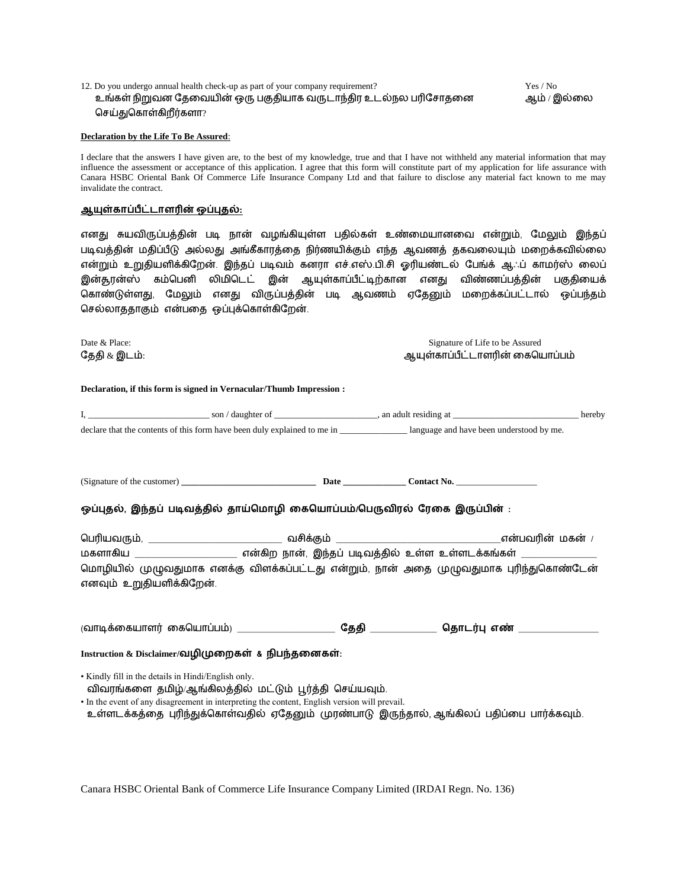12. Do you undergo annual health check-up as part of your company requirement? Yes / No
உங்கள் நிறுவன தேவையின் ஒரு பகுதியாக வருடாந்திர உடல்நல பரிசோதனை செய்துகொள்கிறீர்களா? ஆம் / இல்லை

**Declaration by the Life To Be Assured**:

I declare that the answers I have given are, to the best of my knowledge, true and that I have not withheld any material information that may influence the assessment or acceptance of this application. I agree that this form will constitute part of my application for life assurance with Canara HSBC Oriental Bank Of Commerce Life Insurance Company Ltd and that failure to disclose any material fact known to me may invalidate the contract.

**ஆயுள்காப்பீட்டாளரின் ஒப்புதல்:**

எனது சுயவிருப்பத்தின் படி நான் வழங்கியுள்ள பதில்கள் உண்மையானவை என்றும், மேலும் இந்தப் படிவத்தின் மதிப்பீடு அல்லது அங்கீகாரத்தை நிர்ணயிக்கும் எந்த ஆவணத் தகவலையும் மறைக்கவில்லை என்றும் உறுதியளிக்கிறேன். இந்தப் படிவம் கனரா எச்.எஸ்.பி.சி ஓரியண்டல் பேங்க் ஆ◌ஃப் காமர்ஸ் லைப் இன்சூரன்ஸ் கம்பெனி லிமிடெட் இன் ஆயுள்காப்பீட்டிற்கான எனது விண்ணப்பத்தின் பகுதியைக் கொண்டுள்ளது, மேலும் எனது விருப்பத்தின் படி ஆவணம் ஏதேனும் மறைக்கப்பட்டால் ஒப்பந்தம் செல்லாததாகும் என்பதை ஒப்புக்கொள்கிறேன்.

Date & Place:
தேதி & இடம்:

Signature of Life to be Assured
ஆயுள்காப்பீட்டாளரின் கையொப்பம்

**Declaration, if this form is signed in Vernacular/Thumb Impression :**

I, __________________________ son / daughter of ______________________, an adult residing at ___________________________ hereby declare that the contents of this form have been duly explained to me in _______________ language and have been understood by me.

(Signature of the customer) **______________________________ Date ______________ Contact No.** __________________

**ஒப்புதல், இந்தப் படிவத்தில் தாய்மொழி கையொப்பம்/பெருவிரல் ரேகை இருப்பின் :**

பெரியவரும், ________________________ வசிக்கும் ______________________________என்பவரின் மகன் / மகளாகிய ___________________ என்கிற நான், இந்தப் படிவத்தில் உள்ள உள்ளடக்கங்கள் ______________ மொழியில் முழுவதுமாக எனக்கு விளக்கப்பட்டது என்றும், நான் அதை முழுவதுமாக புரிந்துகொண்டேன் எனவும் உறுதியளிக்கிறேன்.

(வாடிக்கையாளர் கையொப்பம்) __________________ **தேதி** ____________ **தொடர்பு எண்** _______________

**Instruction & Disclaimer/வழிமுறைகள் & நிபந்தனைகள்:**

- Kindly fill in the details in Hindi/English only.
  விவரங்களை தமிழ்/ஆங்கிலத்தில் மட்டும் பூர்த்தி செய்யவும்.
- In the event of any disagreement in interpreting the content, English version will prevail.
  உள்ளடக்கத்தை புரிந்துக்கொள்வதில் ஏதேனும் முரண்பாடு இருந்தால், ஆங்கிலப் பதிப்பை பார்க்கவும்.

Canara HSBC Oriental Bank of Commerce Life Insurance Company Limited (IRDAI Regn. No. 136)